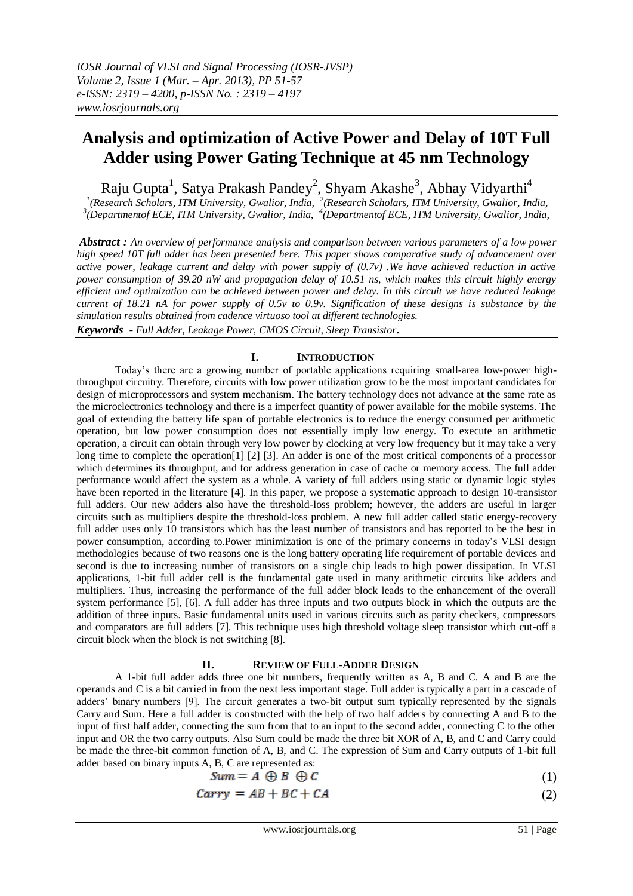# Analysis and optimization of Active Power and Delay of 10T Full Adder using Power Gating Technique at 45 nm Technology

Raju Gupta[1], Satya Prakash Pandey[2], Shyam Akashe[3], Abhay Vidyarthi[4]

[1](Research Scholars, ITM University, Gwalior, India, [2](Research Scholars, ITM University, Gwalior, India, [3](Departmentof ECE, ITM University, Gwalior, India, [4](Departmentof ECE, ITM University, Gwalior, India,

***Abstract :*** *An overview of performance analysis and comparison between various parameters of a low power high speed 10T full adder has been presented here. This paper shows comparative study of advancement over active power, leakage current and delay with power supply of (0.7v) .We have achieved reduction in active power consumption of 39.20 nW and propagation delay of 10.51 ns, which makes this circuit highly energy efficient and optimization can be achieved between power and delay. In this circuit we have reduced leakage current of 18.21 nA for power supply of 0.5v to 0.9v. Signification of these designs is substance by the simulation results obtained from cadence virtuoso tool at different technologies.*

***Keywords -*** *Full Adder, Leakage Power, CMOS Circuit, Sleep Transistor.*

## I. Introduction

Today's there are a growing number of portable applications requiring small-area low-power high-throughput circuitry. Therefore, circuits with low power utilization grow to be the most important candidates for design of microprocessors and system mechanism. The battery technology does not advance at the same rate as the microelectronics technology and there is a imperfect quantity of power available for the mobile systems. The goal of extending the battery life span of portable electronics is to reduce the energy consumed per arithmetic operation, but low power consumption does not essentially imply low energy. To execute an arithmetic operation, a circuit can obtain through very low power by clocking at very low frequency but it may take a very long time to complete the operation[1] [2] [3]. An adder is one of the most critical components of a processor which determines its throughput, and for address generation in case of cache or memory access. The full adder performance would affect the system as a whole. A variety of full adders using static or dynamic logic styles have been reported in the literature [4]. In this paper, we propose a systematic approach to design 10-transistor full adders. Our new adders also have the threshold-loss problem; however, the adders are useful in larger circuits such as multipliers despite the threshold-loss problem. A new full adder called static energy-recovery full adder uses only 10 transistors which has the least number of transistors and has reported to be the best in power consumption, according to.Power minimization is one of the primary concerns in today's VLSI design methodologies because of two reasons one is the long battery operating life requirement of portable devices and second is due to increasing number of transistors on a single chip leads to high power dissipation. In VLSI applications, 1-bit full adder cell is the fundamental gate used in many arithmetic circuits like adders and multipliers. Thus, increasing the performance of the full adder block leads to the enhancement of the overall system performance [5], [6]. A full adder has three inputs and two outputs block in which the outputs are the addition of three inputs. Basic fundamental units used in various circuits such as parity checkers, compressors and comparators are full adders [7]. This technique uses high threshold voltage sleep transistor which cut-off a circuit block when the block is not switching [8].

## II. Review of Full-Adder Design

A 1-bit full adder adds three one bit numbers, frequently written as A, B and C. A and B are the operands and C is a bit carried in from the next less important stage. Full adder is typically a part in a cascade of adders' binary numbers [9]. The circuit generates a two-bit output sum typically represented by the signals Carry and Sum. Here a full adder is constructed with the help of two half adders by connecting A and B to the input of first half adder, connecting the sum from that to an input to the second adder, connecting C to the other input and OR the two carry outputs. Also Sum could be made the three bit XOR of A, B, and C and Carry could be made the three-bit common function of A, B, and C. The expression of Sum and Carry outputs of 1-bit full adder based on binary inputs A, B, C are represented as:

$$Sum = A \oplus B \oplus C \tag{1}$$

$$Carry = AB + BC + CA \tag{2}$$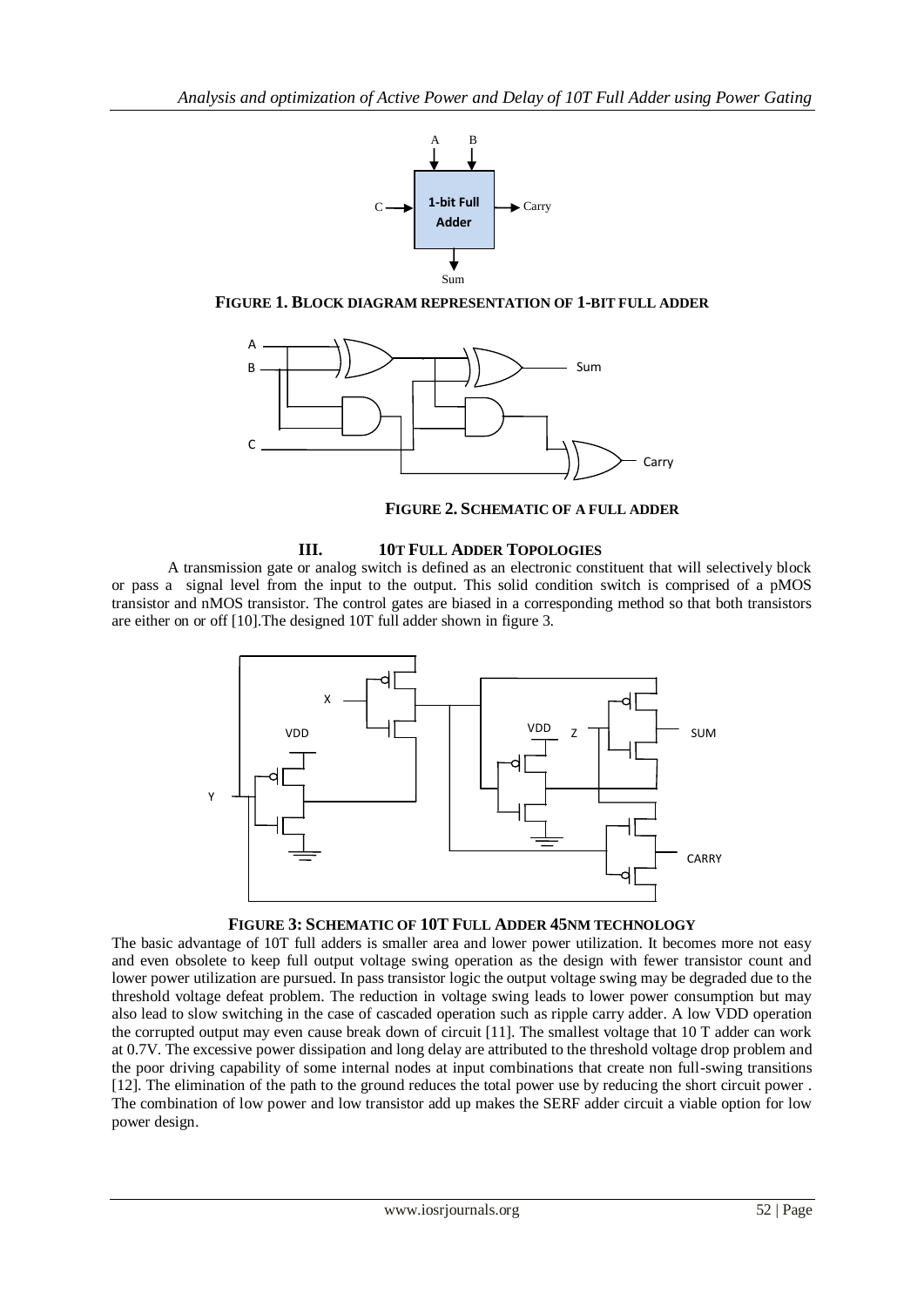FIGURE 1. BLOCK DIAGRAM REPRESENTATION OF 1-BIT FULL ADDER

FIGURE 2. SCHEMATIC OF A FULL ADDER

## III. 10T FULL ADDER TOPOLOGIES

A transmission gate or analog switch is defined as an electronic constituent that will selectively block or pass a signal level from the input to the output. This solid condition switch is comprised of a pMOS transistor and nMOS transistor. The control gates are biased in a corresponding method so that both transistors are either on or off [10].The designed 10T full adder shown in figure 3.

FIGURE 3: SCHEMATIC OF 10T FULL ADDER 45NM TECHNOLOGY

The basic advantage of 10T full adders is smaller area and lower power utilization. It becomes more not easy and even obsolete to keep full output voltage swing operation as the design with fewer transistor count and lower power utilization are pursued. In pass transistor logic the output voltage swing may be degraded due to the threshold voltage defeat problem. The reduction in voltage swing leads to lower power consumption but may also lead to slow switching in the case of cascaded operation such as ripple carry adder. A low VDD operation the corrupted output may even cause break down of circuit [11]. The smallest voltage that 10 T adder can work at 0.7V. The excessive power dissipation and long delay are attributed to the threshold voltage drop problem and the poor driving capability of some internal nodes at input combinations that create non full-swing transitions [12]. The elimination of the path to the ground reduces the total power use by reducing the short circuit power . The combination of low power and low transistor add up makes the SERF adder circuit a viable option for low power design.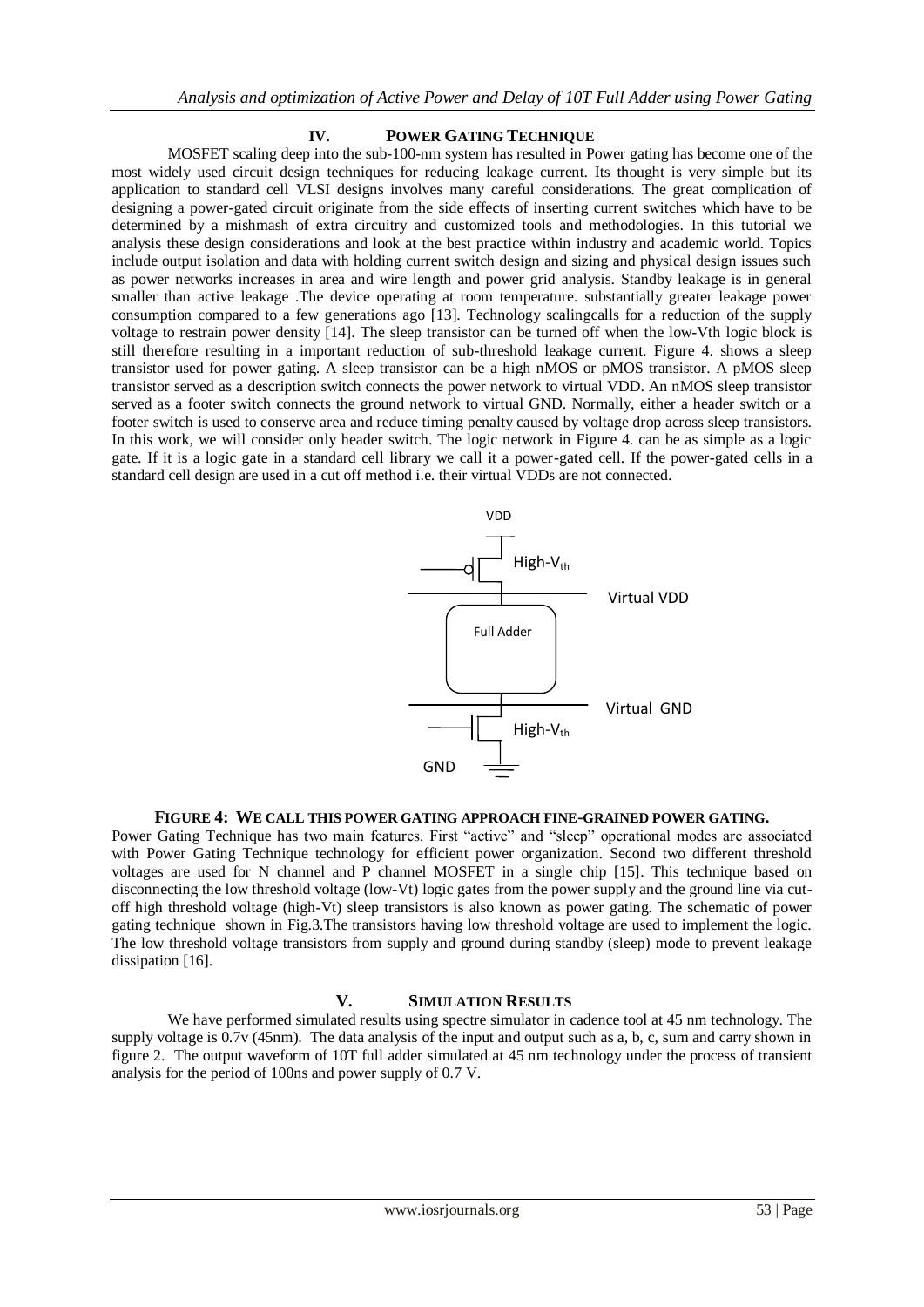## IV. POWER GATING TECHNIQUE

MOSFET scaling deep into the sub-100-nm system has resulted in Power gating has become one of the most widely used circuit design techniques for reducing leakage current. Its thought is very simple but its application to standard cell VLSI designs involves many careful considerations. The great complication of designing a power-gated circuit originate from the side effects of inserting current switches which have to be determined by a mishmash of extra circuitry and customized tools and methodologies. In this tutorial we analysis these design considerations and look at the best practice within industry and academic world. Topics include output isolation and data with holding current switch design and sizing and physical design issues such as power networks increases in area and wire length and power grid analysis. Standby leakage is in general smaller than active leakage .The device operating at room temperature. substantially greater leakage power consumption compared to a few generations ago [13]. Technology scalingcalls for a reduction of the supply voltage to restrain power density [14]. The sleep transistor can be turned off when the low-Vth logic block is still therefore resulting in a important reduction of sub-threshold leakage current. Figure 4. shows a sleep transistor used for power gating. A sleep transistor can be a high nMOS or pMOS transistor. A pMOS sleep transistor served as a description switch connects the power network to virtual VDD. An nMOS sleep transistor served as a footer switch connects the ground network to virtual GND. Normally, either a header switch or a footer switch is used to conserve area and reduce timing penalty caused by voltage drop across sleep transistors. In this work, we will consider only header switch. The logic network in Figure 4. can be as simple as a logic gate. If it is a logic gate in a standard cell library we call it a power-gated cell. If the power-gated cells in a standard cell design are used in a cut off method i.e. their virtual VDDs are not connected.

VDD

High-$V_{th}$

Virtual VDD

Full Adder

Virtual GND

High-$V_{th}$

GND

**FIGURE 4: WE CALL THIS POWER GATING APPROACH FINE-GRAINED POWER GATING.**

Power Gating Technique has two main features. First "active" and "sleep" operational modes are associated with Power Gating Technique technology for efficient power organization. Second two different threshold voltages are used for N channel and P channel MOSFET in a single chip [15]. This technique based on disconnecting the low threshold voltage (low-Vt) logic gates from the power supply and the ground line via cut-off high threshold voltage (high-Vt) sleep transistors is also known as power gating. The schematic of power gating technique shown in Fig.3.The transistors having low threshold voltage are used to implement the logic. The low threshold voltage transistors from supply and ground during standby (sleep) mode to prevent leakage dissipation [16].

## V. SIMULATION RESULTS

We have performed simulated results using spectre simulator in cadence tool at 45 nm technology. The supply voltage is 0.7v (45nm). The data analysis of the input and output such as a, b, c, sum and carry shown in figure 2. The output waveform of 10T full adder simulated at 45 nm technology under the process of transient analysis for the period of 100ns and power supply of 0.7 V.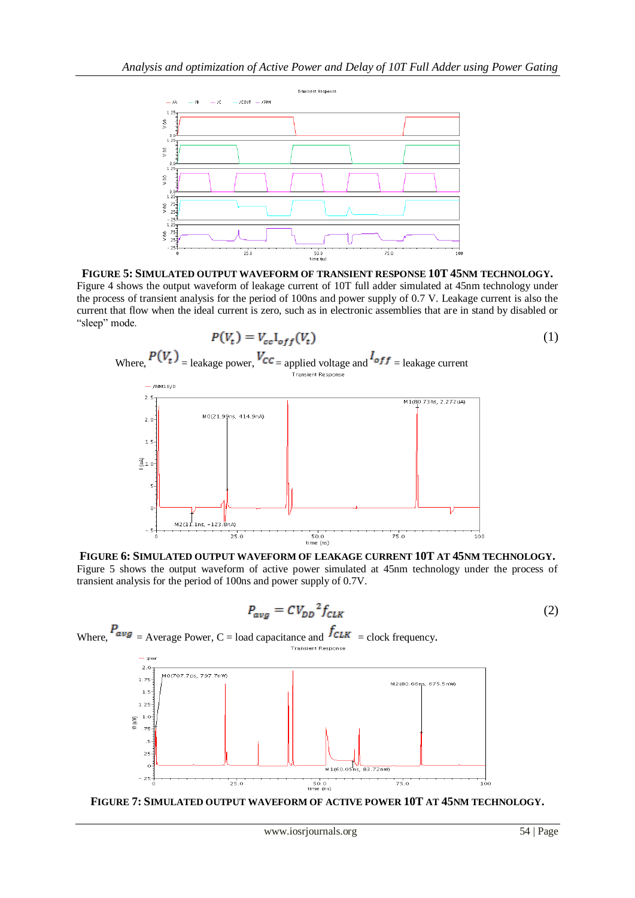**FIGURE 5: SIMULATED OUTPUT WAVEFORM OF TRANSIENT RESPONSE 10T 45NM TECHNOLOGY.**

Figure 4 shows the output waveform of leakage current of 10T full adder simulated at 45nm technology under the process of transient analysis for the period of 100ns and power supply of 0.7 V. Leakage current is also the current that flow when the ideal current is zero, such as in electronic assemblies that are in stand by disabled or "sleep" mode.

$$P(V_t) = V_{cc} I_{off}(V_t) \quad (1)$$

Where, $P(V_t)$ = leakage power, $V_{CC}$ = applied voltage and $I_{off}$ = leakage current

**FIGURE 6: SIMULATED OUTPUT WAVEFORM OF LEAKAGE CURRENT 10T AT 45NM TECHNOLOGY.**

Figure 5 shows the output waveform of active power simulated at 45nm technology under the process of transient analysis for the period of 100ns and power supply of 0.7V.

$$P_{avg} = C V_{DD}{}^{2} f_{CLK} \quad (2)$$

Where, $P_{avg}$ = Average Power, C = load capacitance and $f_{CLK}$ = clock frequency.

**FIGURE 7: SIMULATED OUTPUT WAVEFORM OF ACTIVE POWER 10T AT 45NM TECHNOLOGY.**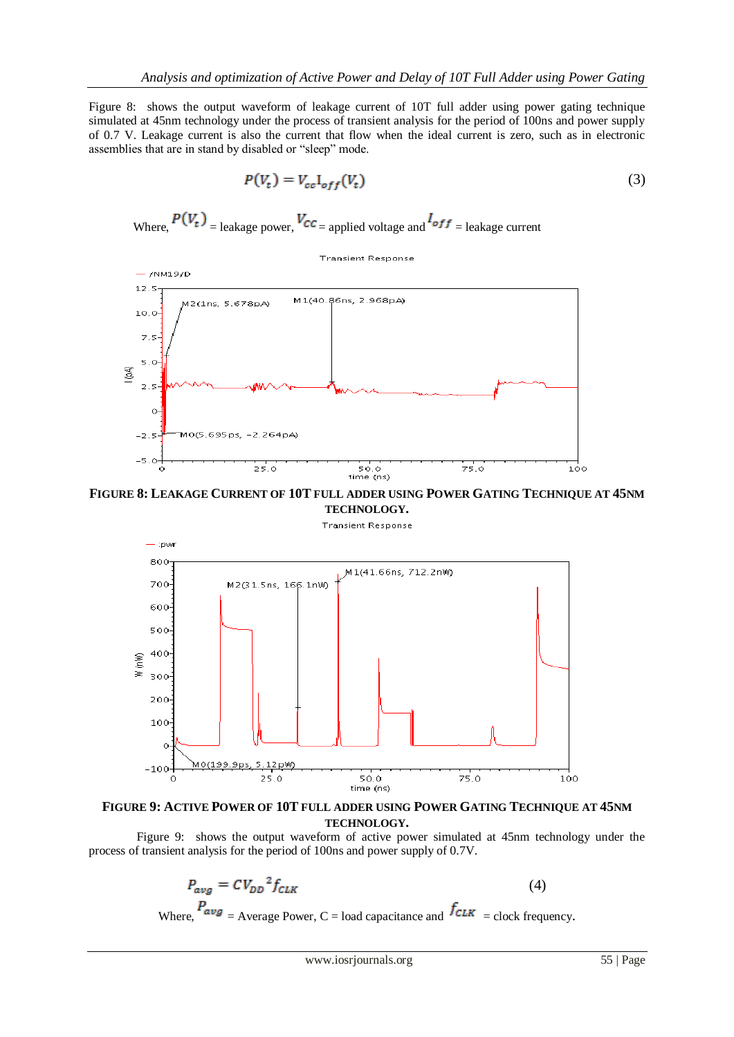Figure 8: shows the output waveform of leakage current of 10T full adder using power gating technique simulated at 45nm technology under the process of transient analysis for the period of 100ns and power supply of 0.7 V. Leakage current is also the current that flow when the ideal current is zero, such as in electronic assemblies that are in stand by disabled or "sleep" mode.

$$P(V_t) = V_{cc} I_{off}(V_t) \tag{3}$$

Where, $P(V_t)$ = leakage power, $V_{CC}$ = applied voltage and $I_{off}$ = leakage current

**FIGURE 8: LEAKAGE CURRENT OF 10T FULL ADDER USING POWER GATING TECHNIQUE AT 45NM TECHNOLOGY.**

**FIGURE 9: ACTIVE POWER OF 10T FULL ADDER USING POWER GATING TECHNIQUE AT 45NM TECHNOLOGY.**

Figure 9: shows the output waveform of active power simulated at 45nm technology under the process of transient analysis for the period of 100ns and power supply of 0.7V.

$$P_{avg} = C V_{DD}^{2} f_{CLK} \tag{4}$$

Where, $P_{avg}$ = Average Power, C = load capacitance and $f_{CLK}$ = clock frequency.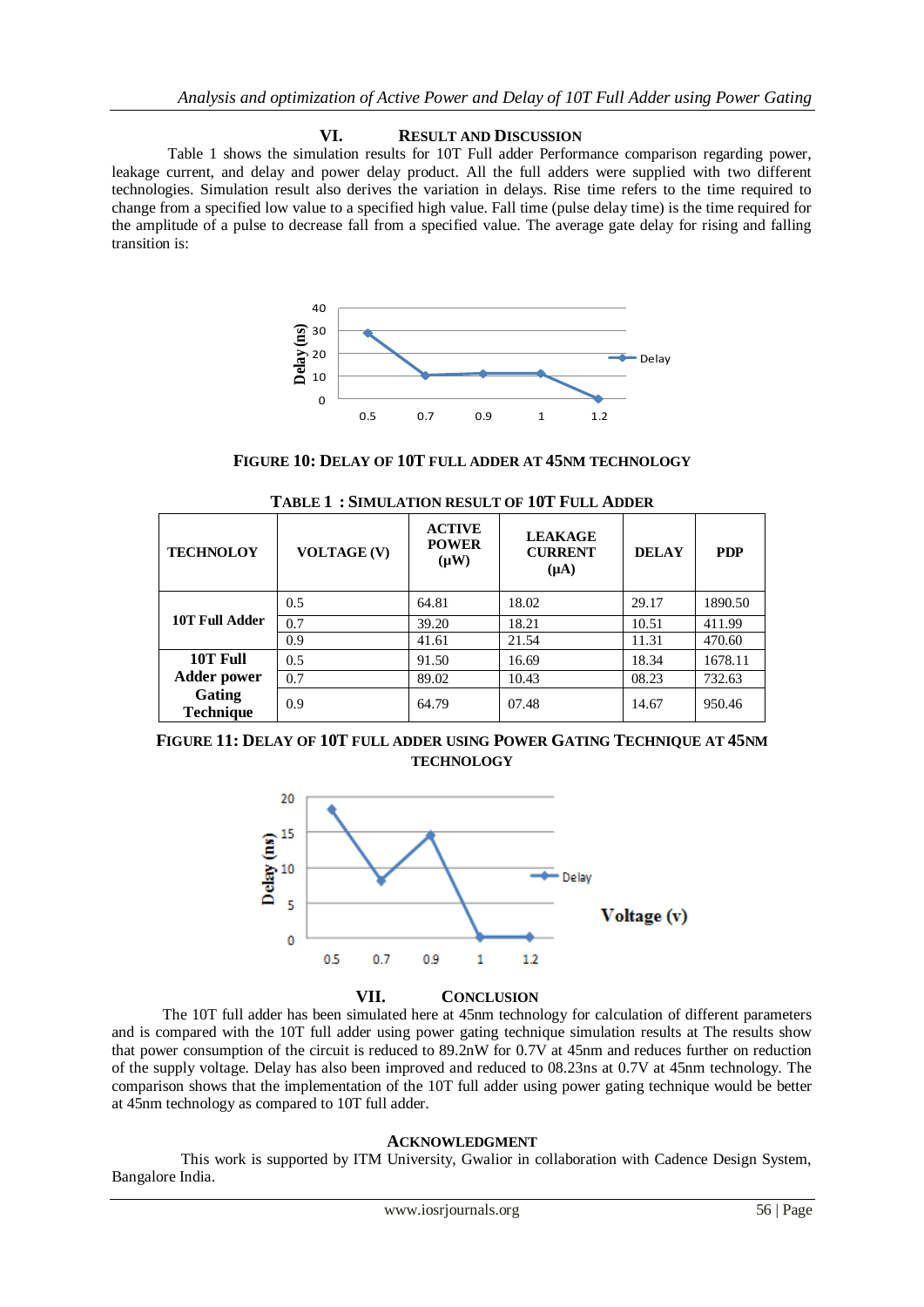## VI. Result and Discussion

Table 1 shows the simulation results for 10T Full adder Performance comparison regarding power, leakage current, and delay and power delay product. All the full adders were supplied with two different technologies. Simulation result also derives the variation in delays. Rise time refers to the time required to change from a specified low value to a specified high value. Fall time (pulse delay time) is the time required for the amplitude of a pulse to decrease fall from a specified value. The average gate delay for rising and falling transition is:

**FIGURE 10: DELAY OF 10T FULL ADDER AT 45NM TECHNOLOGY**

**TABLE 1 : SIMULATION RESULT OF 10T FULL ADDER**

| TECHNOLOY | VOLTAGE (V) | ACTIVE POWER (μW) | LEAKAGE CURRENT (μA) | DELAY | PDP |
|---|---|---|---|---|---|
| 10T Full Adder | 0.5 | 64.81 | 18.02 | 29.17 | 1890.50 |
| | 0.7 | 39.20 | 18.21 | 10.51 | 411.99 |
| | 0.9 | 41.61 | 21.54 | 11.31 | 470.60 |
| 10T Full Adder power Gating Technique | 0.5 | 91.50 | 16.69 | 18.34 | 1678.11 |
| | 0.7 | 89.02 | 10.43 | 08.23 | 732.63 |
| | 0.9 | 64.79 | 07.48 | 14.67 | 950.46 |

**FIGURE 11: DELAY OF 10T FULL ADDER USING POWER GATING TECHNIQUE AT 45NM TECHNOLOGY**

## VII. Conclusion

The 10T full adder has been simulated here at 45nm technology for calculation of different parameters and is compared with the 10T full adder using power gating technique simulation results at The results show that power consumption of the circuit is reduced to 89.2nW for 0.7V at 45nm and reduces further on reduction of the supply voltage. Delay has also been improved and reduced to 08.23ns at 0.7V at 45nm technology. The comparison shows that the implementation of the 10T full adder using power gating technique would be better at 45nm technology as compared to 10T full adder.

## Acknowledgment

This work is supported by ITM University, Gwalior in collaboration with Cadence Design System, Bangalore India.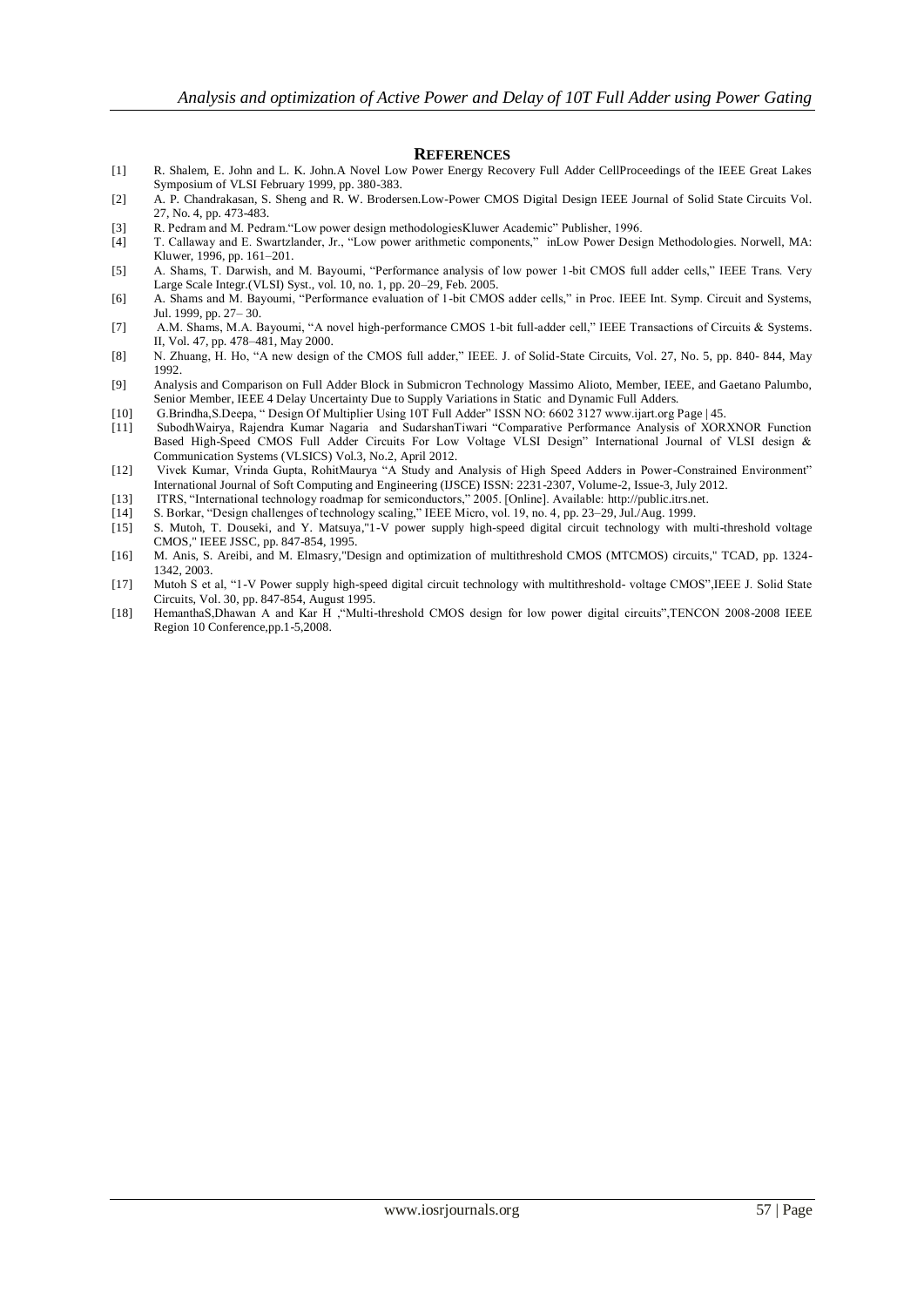## REFERENCES

[1] R. Shalem, E. John and L. K. John.A Novel Low Power Energy Recovery Full Adder CellProceedings of the IEEE Great Lakes Symposium of VLSI February 1999, pp. 380-383.

[2] A. P. Chandrakasan, S. Sheng and R. W. Brodersen.Low-Power CMOS Digital Design IEEE Journal of Solid State Circuits Vol. 27, No. 4, pp. 473-483.

[3] R. Pedram and M. Pedram."Low power design methodologiesKluwer Academic" Publisher, 1996.

[4] T. Callaway and E. Swartzlander, Jr., "Low power arithmetic components," inLow Power Design Methodologies. Norwell, MA: Kluwer, 1996, pp. 161–201.

[5] A. Shams, T. Darwish, and M. Bayoumi, "Performance analysis of low power 1-bit CMOS full adder cells," IEEE Trans. Very Large Scale Integr.(VLSI) Syst., vol. 10, no. 1, pp. 20–29, Feb. 2005.

[6] A. Shams and M. Bayoumi, "Performance evaluation of 1-bit CMOS adder cells," in Proc. IEEE Int. Symp. Circuit and Systems, Jul. 1999, pp. 27– 30.

[7] A.M. Shams, M.A. Bayoumi, "A novel high-performance CMOS 1-bit full-adder cell," IEEE Transactions of Circuits & Systems. II, Vol. 47, pp. 478–481, May 2000.

[8] N. Zhuang, H. Ho, "A new design of the CMOS full adder," IEEE. J. of Solid-State Circuits, Vol. 27, No. 5, pp. 840- 844, May 1992.

[9] Analysis and Comparison on Full Adder Block in Submicron Technology Massimo Alioto, Member, IEEE, and Gaetano Palumbo, Senior Member, IEEE 4 Delay Uncertainty Due to Supply Variations in Static and Dynamic Full Adders.

[10] G.Brindha,S.Deepa, " Design Of Multiplier Using 10T Full Adder" ISSN NO: 6602 3127 www.ijart.org Page | 45.

[11] SubodhWairya, Rajendra Kumar Nagaria and SudarshanTiwari "Comparative Performance Analysis of XORXNOR Function Based High-Speed CMOS Full Adder Circuits For Low Voltage VLSI Design" International Journal of VLSI design & Communication Systems (VLSICS) Vol.3, No.2, April 2012.

[12] Vivek Kumar, Vrinda Gupta, RohitMaurya "A Study and Analysis of High Speed Adders in Power-Constrained Environment" International Journal of Soft Computing and Engineering (IJSCE) ISSN: 2231-2307, Volume-2, Issue-3, July 2012.

[13] ITRS, "International technology roadmap for semiconductors," 2005. [Online]. Available: http://public.itrs.net.

[14] S. Borkar, "Design challenges of technology scaling," IEEE Micro, vol. 19, no. 4, pp. 23–29, Jul./Aug. 1999.

[15] S. Mutoh, T. Douseki, and Y. Matsuya,"1-V power supply high-speed digital circuit technology with multi-threshold voltage CMOS," IEEE JSSC, pp. 847-854, 1995.

[16] M. Anis, S. Areibi, and M. Elmasry,"Design and optimization of multithreshold CMOS (MTCMOS) circuits," TCAD, pp. 1324-1342, 2003.

[17] Mutoh S et al, "1-V Power supply high-speed digital circuit technology with multithreshold- voltage CMOS",IEEE J. Solid State Circuits, Vol. 30, pp. 847-854, August 1995.

[18] HemanthaS,Dhawan A and Kar H ,"Multi-threshold CMOS design for low power digital circuits",TENCON 2008-2008 IEEE Region 10 Conference,pp.1-5,2008.